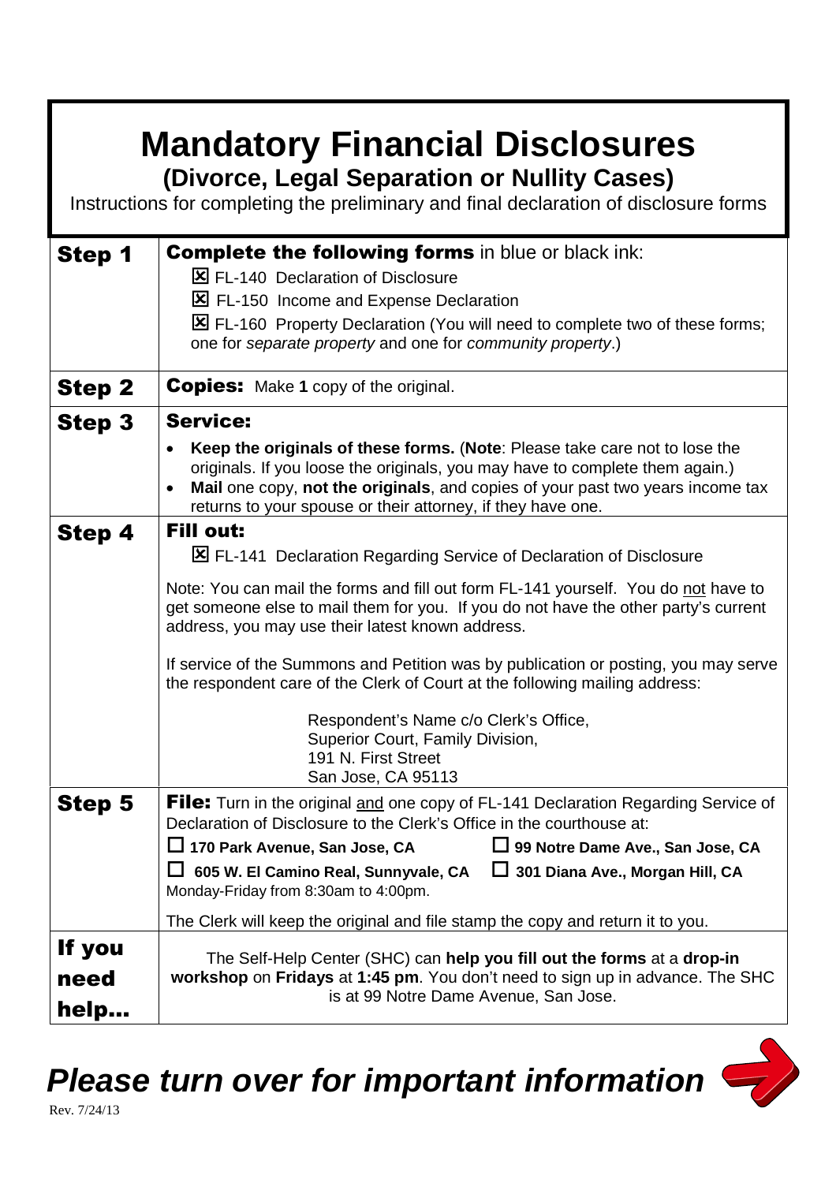# Mandatory Financial Disclosures

## (Divorce, Legal Separation or Nullity Cases)

Instructions for completing the preliminary and final declaration of disclosure forms

| | |
|---|---|
| **Step 1** | **Complete the following forms** in blue or black ink:<br>☒ FL-140 Declaration of Disclosure<br>☒ FL-150 Income and Expense Declaration<br>☒ FL-160 Property Declaration (You will need to complete two of these forms; one for *separate property* and one for *community property*.) |
| **Step 2** | **Copies:** Make **1** copy of the original. |
| **Step 3** | **Service:**<br>• **Keep the originals of these forms.** (**Note**: Please take care not to lose the originals. If you loose the originals, you may have to complete them again.)<br>• **Mail** one copy, **not the originals**, and copies of your past two years income tax returns to your spouse or their attorney, if they have one. |
| **Step 4** | **Fill out:**<br>☒ FL-141 Declaration Regarding Service of Declaration of Disclosure<br><br>Note: You can mail the forms and fill out form FL-141 yourself. You do not have to get someone else to mail them for you. If you do not have the other party's current address, you may use their latest known address.<br><br>If service of the Summons and Petition was by publication or posting, you may serve the respondent care of the Clerk of Court at the following mailing address:<br><br>Respondent's Name c/o Clerk's Office,<br>Superior Court, Family Division,<br>191 N. First Street<br>San Jose, CA 95113 |
| **Step 5** | **File:** Turn in the original and one copy of FL-141 Declaration Regarding Service of Declaration of Disclosure to the Clerk's Office in the courthouse at:<br>☐ **170 Park Avenue, San Jose, CA** ☐ **99 Notre Dame Ave., San Jose, CA**<br>☐ **605 W. El Camino Real, Sunnyvale, CA** ☐ **301 Diana Ave., Morgan Hill, CA**<br>Monday-Friday from 8:30am to 4:00pm.<br><br>The Clerk will keep the original and file stamp the copy and return it to you. |
| **If you need help...** | The Self-Help Center (SHC) can **help you fill out the forms** at a **drop-in workshop** on **Fridays** at **1:45 pm**. You don't need to sign up in advance. The SHC is at 99 Notre Dame Avenue, San Jose. |

***Please turn over for important information***

Rev. 7/24/13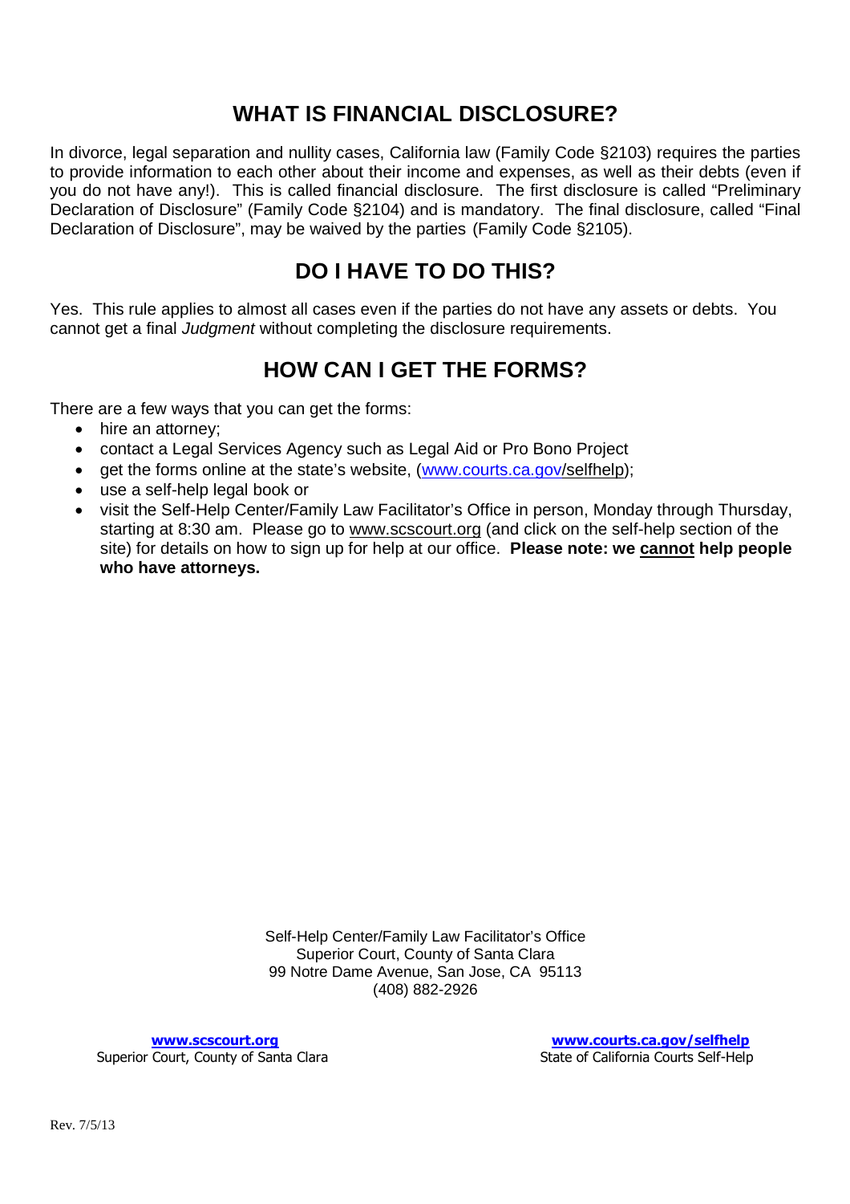## WHAT IS FINANCIAL DISCLOSURE?

In divorce, legal separation and nullity cases, California law (Family Code §2103) requires the parties to provide information to each other about their income and expenses, as well as their debts (even if you do not have any!). This is called financial disclosure. The first disclosure is called "Preliminary Declaration of Disclosure" (Family Code §2104) and is mandatory. The final disclosure, called "Final Declaration of Disclosure", may be waived by the parties (Family Code §2105).

## DO I HAVE TO DO THIS?

Yes. This rule applies to almost all cases even if the parties do not have any assets or debts. You cannot get a final *Judgment* without completing the disclosure requirements.

## HOW CAN I GET THE FORMS?

There are a few ways that you can get the forms:

- hire an attorney;
- contact a Legal Services Agency such as Legal Aid or Pro Bono Project
- get the forms online at the state's website, (www.courts.ca.gov/selfhelp);
- use a self-help legal book or
- visit the Self-Help Center/Family Law Facilitator's Office in person, Monday through Thursday, starting at 8:30 am. Please go to www.scscourt.org (and click on the self-help section of the site) for details on how to sign up for help at our office. **Please note: we cannot help people who have attorneys.**

Self-Help Center/Family Law Facilitator's Office
Superior Court, County of Santa Clara
99 Notre Dame Avenue, San Jose, CA 95113
(408) 882-2926

**www.scscourt.org**
Superior Court, County of Santa Clara

**www.courts.ca.gov/selfhelp**
State of California Courts Self-Help

Rev. 7/5/13